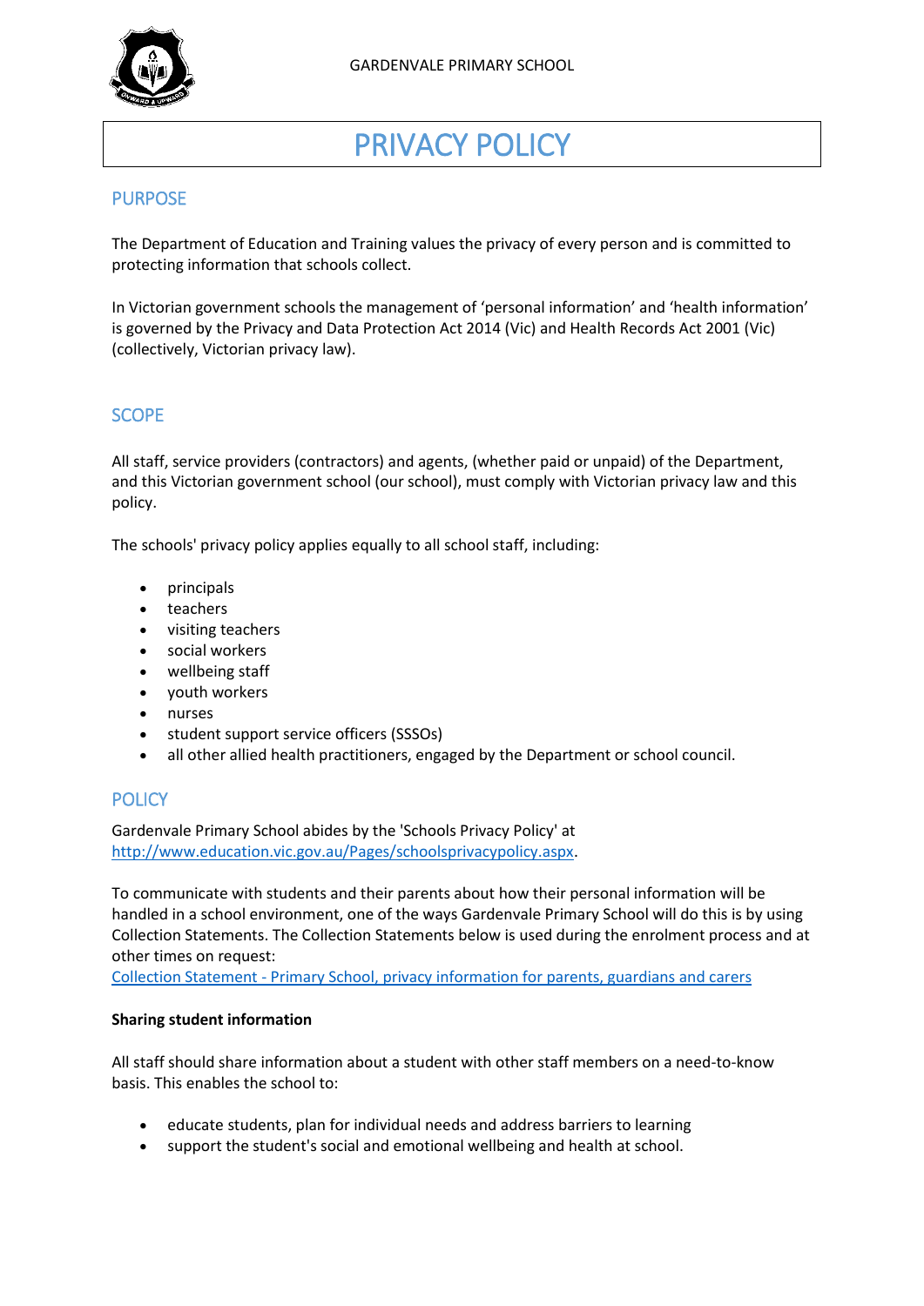GARDENVALE PRIMARY SCHOOL

# PRIVACY POLICY

## PURPOSE

The Department of Education and Training values the privacy of every person and is committed to protecting information that schools collect.

In Victorian government schools the management of 'personal information' and 'health information' is governed by the Privacy and Data Protection Act 2014 (Vic) and Health Records Act 2001 (Vic) (collectively, Victorian privacy law).

## SCOPE

All staff, service providers (contractors) and agents, (whether paid or unpaid) of the Department, and this Victorian government school (our school), must comply with Victorian privacy law and this policy.

The schools' privacy policy applies equally to all school staff, including:

- principals
- teachers
- visiting teachers
- social workers
- wellbeing staff
- youth workers
- nurses
- student support service officers (SSSOs)
- all other allied health practitioners, engaged by the Department or school council.

## POLICY

Gardenvale Primary School abides by the 'Schools Privacy Policy' at http://www.education.vic.gov.au/Pages/schoolsprivacypolicy.aspx.

To communicate with students and their parents about how their personal information will be handled in a school environment, one of the ways Gardenvale Primary School will do this is by using Collection Statements. The Collection Statements below is used during the enrolment process and at other times on request:
Collection Statement - Primary School, privacy information for parents, guardians and carers

**Sharing student information**

All staff should share information about a student with other staff members on a need-to-know basis. This enables the school to:

- educate students, plan for individual needs and address barriers to learning
- support the student's social and emotional wellbeing and health at school.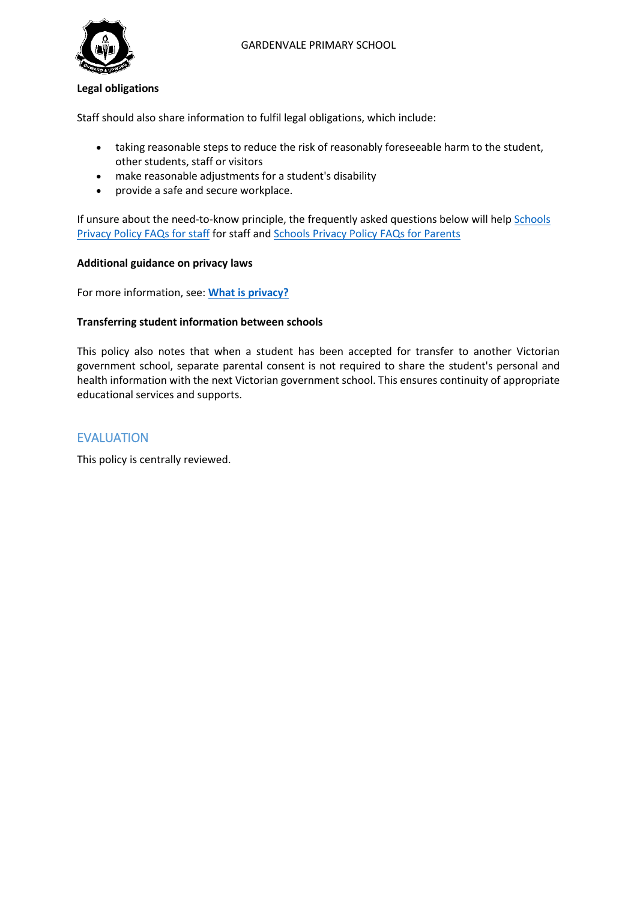**Legal obligations**

Staff should also share information to fulfil legal obligations, which include:

- taking reasonable steps to reduce the risk of reasonably foreseeable harm to the student, other students, staff or visitors
- make reasonable adjustments for a student's disability
- provide a safe and secure workplace.

If unsure about the need-to-know principle, the frequently asked questions below will help Schools Privacy Policy FAQs for staff for staff and Schools Privacy Policy FAQs for Parents

**Additional guidance on privacy laws**

For more information, see: **What is privacy?**

**Transferring student information between schools**

This policy also notes that when a student has been accepted for transfer to another Victorian government school, separate parental consent is not required to share the student's personal and health information with the next Victorian government school. This ensures continuity of appropriate educational services and supports.

## EVALUATION

This policy is centrally reviewed.